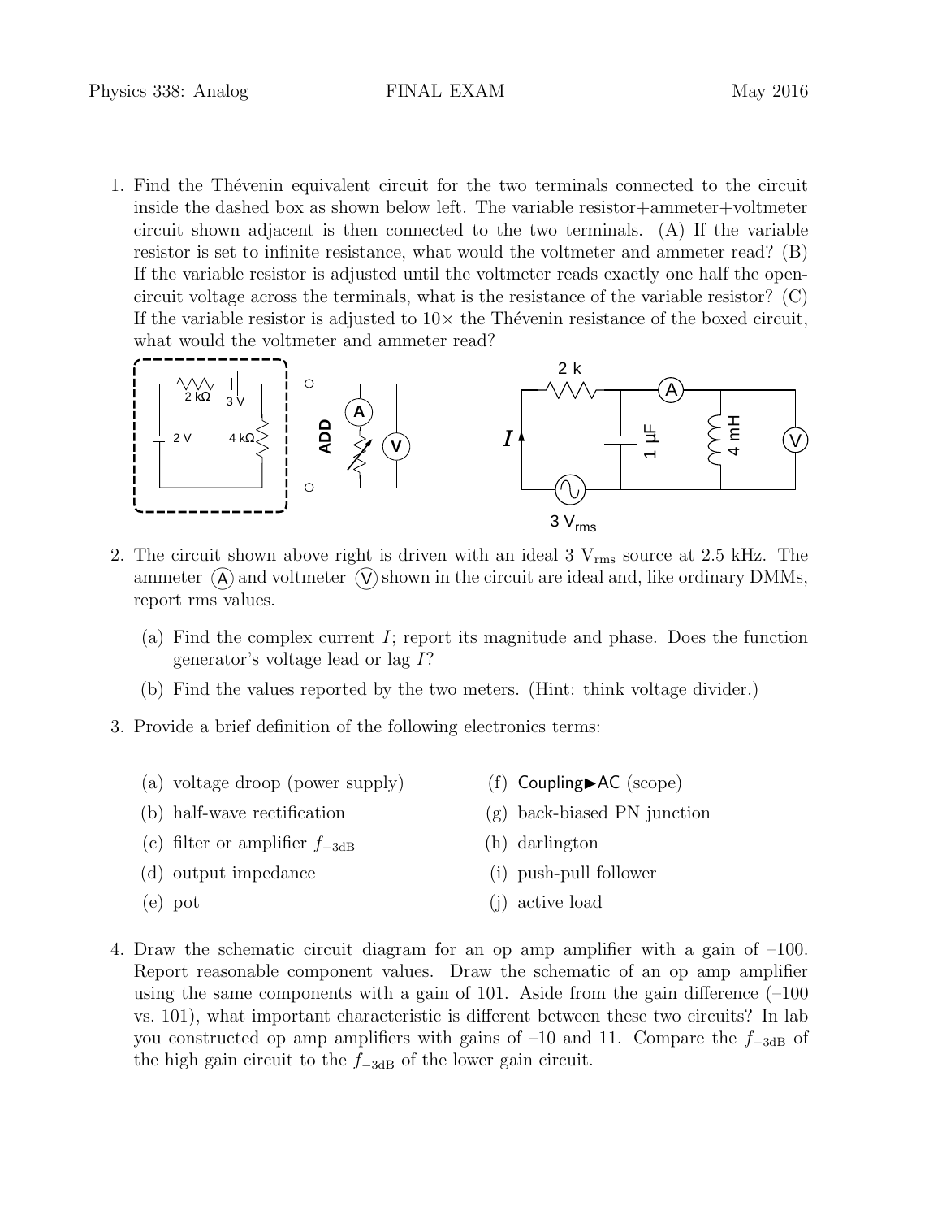1. Find the Thévenin equivalent circuit for the two terminals connected to the circuit inside the dashed box as shown below left. The variable resistor+ammeter+voltmeter circuit shown adjacent is then connected to the two terminals. (A) If the variable resistor is set to infinite resistance, what would the voltmeter and ammeter read? (B) If the variable resistor is adjusted until the voltmeter reads exactly one half the open-circuit voltage across the terminals, what is the resistance of the variable resistor? (C) If the variable resistor is adjusted to 10× the Thévenin resistance of the boxed circuit, what would the voltmeter and ammeter read?

2 kΩ
3 V
2 V
4 kΩ
ADD
A
V

2 k
A
$I$
1 μF
4 mH
V
3 $V_{rms}$

2. The circuit shown above right is driven with an ideal 3 $V_{rms}$ source at 2.5 kHz. The ammeter (A) and voltmeter (V) shown in the circuit are ideal and, like ordinary DMMs, report rms values.

   (a) Find the complex current $I$; report its magnitude and phase. Does the function generator's voltage lead or lag $I$?

   (b) Find the values reported by the two meters. (Hint: think voltage divider.)

3. Provide a brief definition of the following electronics terms:

   (a) voltage droop (power supply)

   (b) half-wave rectification

   (c) filter or amplifier $f_{-3\text{dB}}$

   (d) output impedance

   (e) pot

   (f) Coupling▶AC (scope)

   (g) back-biased PN junction

   (h) darlington

   (i) push-pull follower

   (j) active load

4. Draw the schematic circuit diagram for an op amp amplifier with a gain of –100. Report reasonable component values. Draw the schematic of an op amp amplifier using the same components with a gain of 101. Aside from the gain difference (–100 vs. 101), what important characteristic is different between these two circuits? In lab you constructed op amp amplifiers with gains of –10 and 11. Compare the $f_{-3\text{dB}}$ of the high gain circuit to the $f_{-3\text{dB}}$ of the lower gain circuit.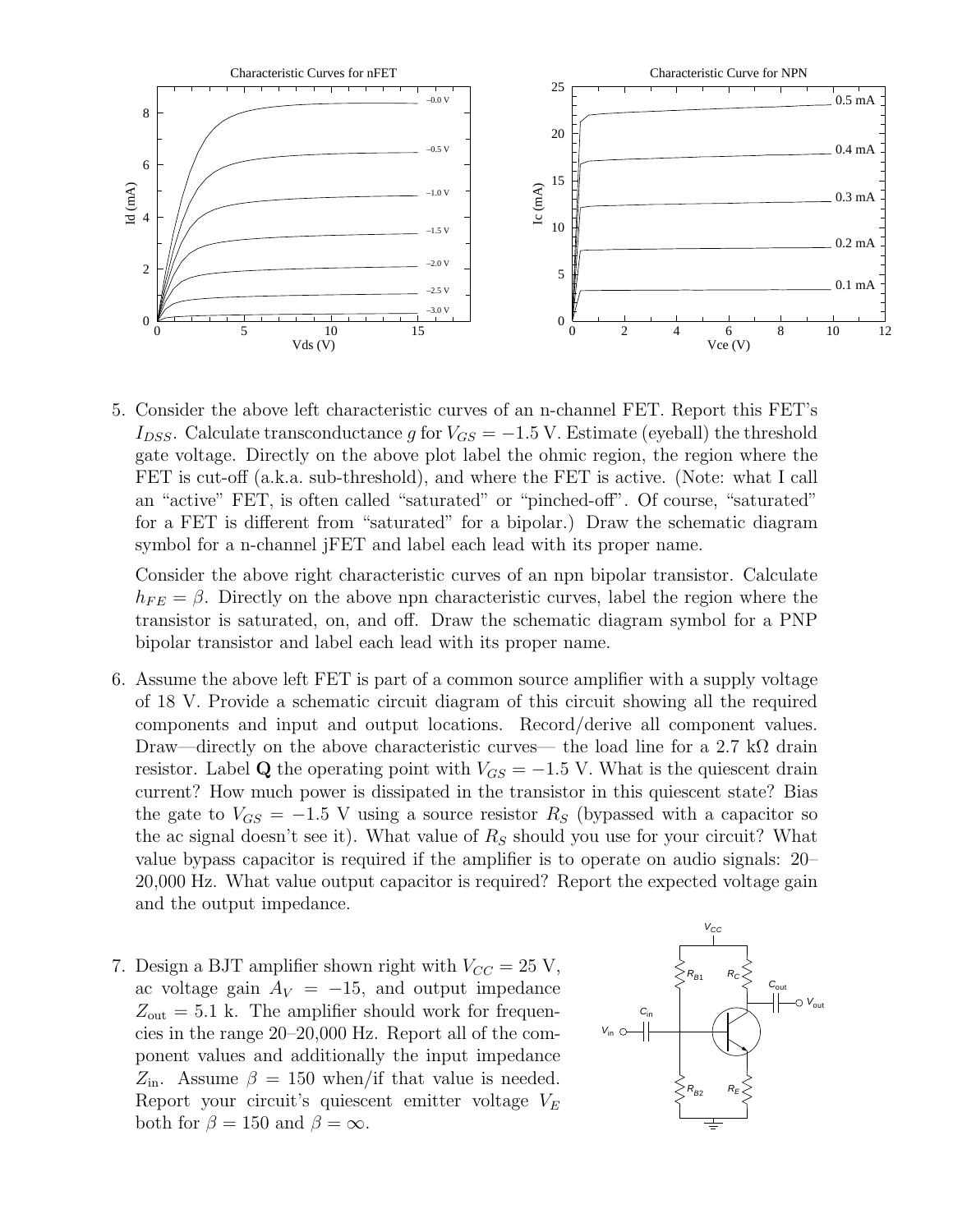Characteristic Curves for nFET

Id (mA)

Vds (V)

0, 5, 10, 15

0, 2, 4, 6, 8

–0.0 V

–0.5 V

–1.0 V

–1.5 V

–2.0 V

–2.5 V

–3.0 V

Characteristic Curve for NPN

Ic (mA)

Vce (V)

0, 2, 4, 6, 8, 10, 12

0, 5, 10, 15, 20, 25

0.5 mA

0.4 mA

0.3 mA

0.2 mA

0.1 mA

5. Consider the above left characteristic curves of an n-channel FET. Report this FET's $I_{DSS}$. Calculate transconductance $g$ for $V_{GS} = -1.5$ V. Estimate (eyeball) the threshold gate voltage. Directly on the above plot label the ohmic region, the region where the FET is cut-off (a.k.a. sub-threshold), and where the FET is active. (Note: what I call an "active" FET, is often called "saturated" or "pinched-off". Of course, "saturated" for a FET is different from "saturated" for a bipolar.) Draw the schematic diagram symbol for a n-channel jFET and label each lead with its proper name.

   Consider the above right characteristic curves of an npn bipolar transistor. Calculate $h_{FE} = \beta$. Directly on the above npn characteristic curves, label the region where the transistor is saturated, on, and off. Draw the schematic diagram symbol for a PNP bipolar transistor and label each lead with its proper name.

6. Assume the above left FET is part of a common source amplifier with a supply voltage of 18 V. Provide a schematic circuit diagram of this circuit showing all the required components and input and output locations. Record/derive all component values. Draw—directly on the above characteristic curves— the load line for a 2.7 kΩ drain resistor. Label **Q** the operating point with $V_{GS} = -1.5$ V. What is the quiescent drain current? How much power is dissipated in the transistor in this quiescent state? Bias the gate to $V_{GS} = -1.5$ V using a source resistor $R_S$ (bypassed with a capacitor so the ac signal doesn't see it). What value of $R_S$ should you use for your circuit? What value bypass capacitor is required if the amplifier is to operate on audio signals: 20–20,000 Hz. What value output capacitor is required? Report the expected voltage gain and the output impedance.

7. Design a BJT amplifier shown right with $V_{CC} = 25$ V, ac voltage gain $A_V = -15$, and output impedance $Z_{\text{out}} = 5.1$ k. The amplifier should work for frequencies in the range 20–20,000 Hz. Report all of the component values and additionally the input impedance $Z_{\text{in}}$. Assume $\beta = 150$ when/if that value is needed. Report your circuit's quiescent emitter voltage $V_E$ both for $\beta = 150$ and $\beta = \infty$.

$V_{CC}$

$R_{B1}$

$R_C$

$C_{\text{out}}$

$V_{\text{out}}$

$C_{\text{in}}$

$V_{\text{in}}$

$R_{B2}$

$R_E$